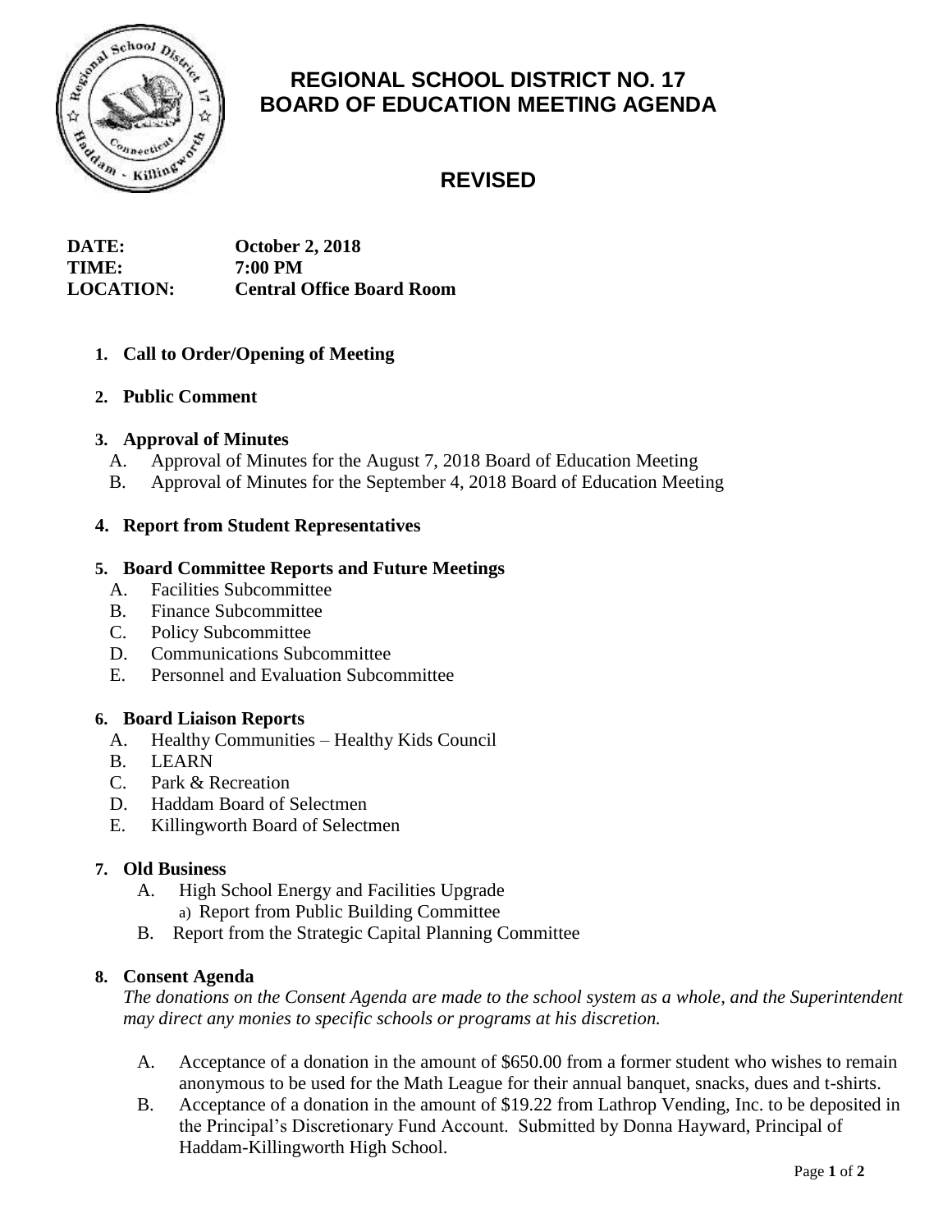# REGIONAL SCHOOL DISTRICT NO. 17
# BOARD OF EDUCATION MEETING AGENDA

## REVISED

**DATE:** October 2, 2018
**TIME:** 7:00 PM
**LOCATION:** Central Office Board Room

1. **Call to Order/Opening of Meeting**

2. **Public Comment**

3. **Approval of Minutes**
   A. Approval of Minutes for the August 7, 2018 Board of Education Meeting
   B. Approval of Minutes for the September 4, 2018 Board of Education Meeting

4. **Report from Student Representatives**

5. **Board Committee Reports and Future Meetings**
   A. Facilities Subcommittee
   B. Finance Subcommittee
   C. Policy Subcommittee
   D. Communications Subcommittee
   E. Personnel and Evaluation Subcommittee

6. **Board Liaison Reports**
   A. Healthy Communities – Healthy Kids Council
   B. LEARN
   C. Park & Recreation
   D. Haddam Board of Selectmen
   E. Killingworth Board of Selectmen

7. **Old Business**
   A. High School Energy and Facilities Upgrade
      a) Report from Public Building Committee
   B. Report from the Strategic Capital Planning Committee

8. **Consent Agenda**
   *The donations on the Consent Agenda are made to the school system as a whole, and the Superintendent may direct any monies to specific schools or programs at his discretion.*

   A. Acceptance of a donation in the amount of $650.00 from a former student who wishes to remain anonymous to be used for the Math League for their annual banquet, snacks, dues and t-shirts.
   B. Acceptance of a donation in the amount of $19.22 from Lathrop Vending, Inc. to be deposited in the Principal's Discretionary Fund Account. Submitted by Donna Hayward, Principal of Haddam-Killingworth High School.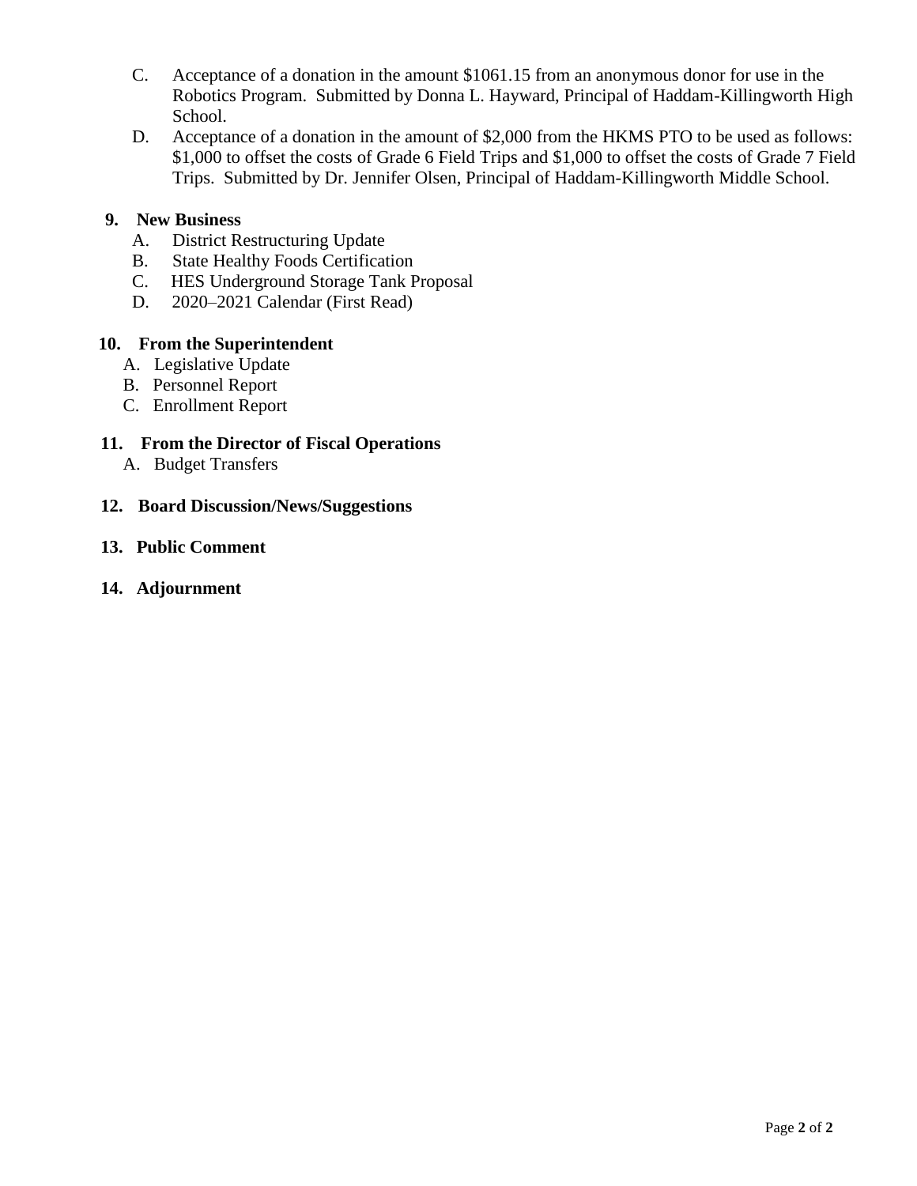C. Acceptance of a donation in the amount $1061.15 from an anonymous donor for use in the Robotics Program. Submitted by Donna L. Hayward, Principal of Haddam-Killingworth High School.

D. Acceptance of a donation in the amount of $2,000 from the HKMS PTO to be used as follows: $1,000 to offset the costs of Grade 6 Field Trips and $1,000 to offset the costs of Grade 7 Field Trips. Submitted by Dr. Jennifer Olsen, Principal of Haddam-Killingworth Middle School.

**9. New Business**

A. District Restructuring Update
B. State Healthy Foods Certification
C. HES Underground Storage Tank Proposal
D. 2020–2021 Calendar (First Read)

**10. From the Superintendent**

A. Legislative Update
B. Personnel Report
C. Enrollment Report

**11. From the Director of Fiscal Operations**

A. Budget Transfers

**12. Board Discussion/News/Suggestions**

**13. Public Comment**

**14. Adjournment**